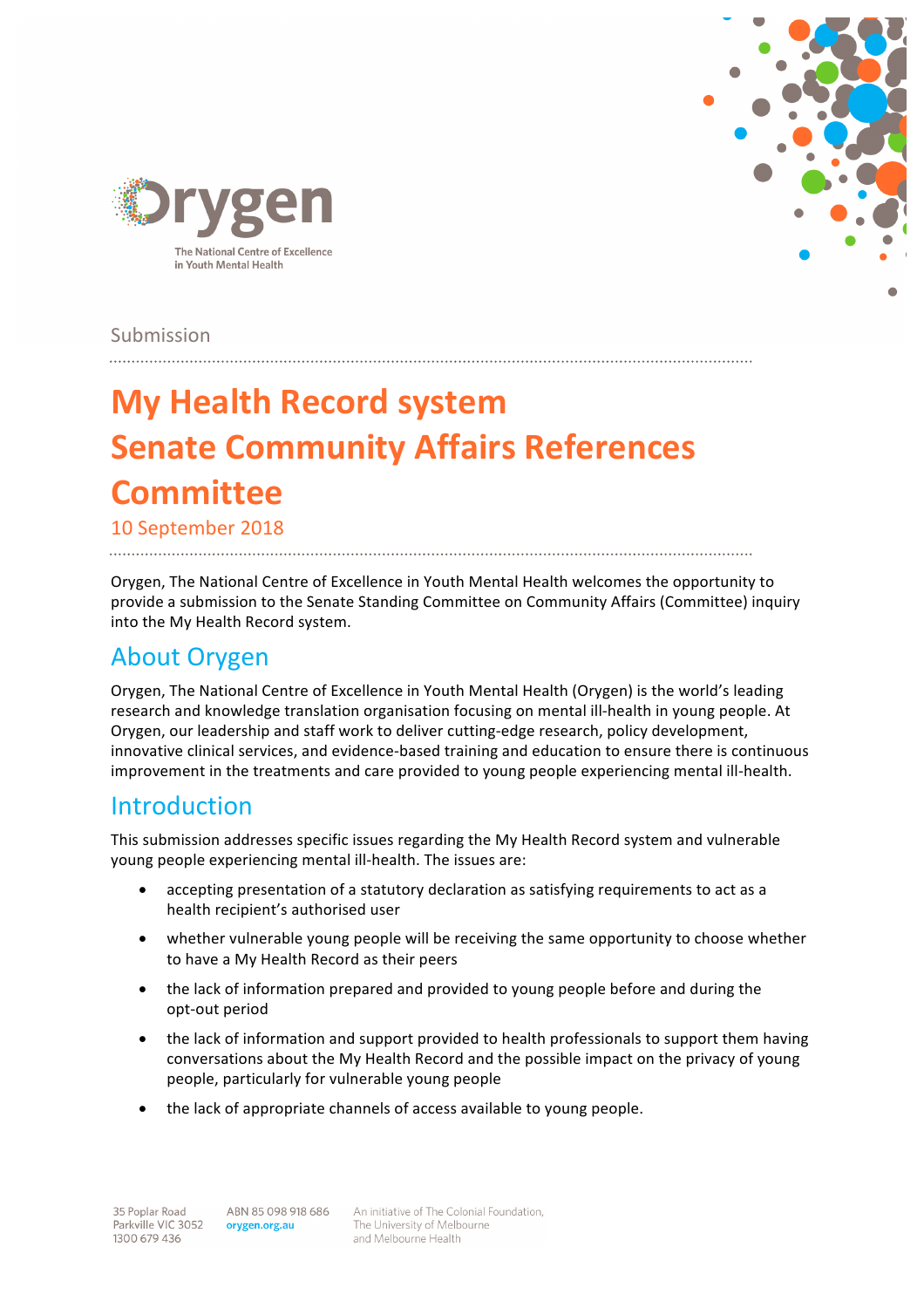Submission

# My Health Record system Senate Community Affairs References Committee

10 September 2018

Orygen, The National Centre of Excellence in Youth Mental Health welcomes the opportunity to provide a submission to the Senate Standing Committee on Community Affairs (Committee) inquiry into the My Health Record system.

## About Orygen

Orygen, The National Centre of Excellence in Youth Mental Health (Orygen) is the world's leading research and knowledge translation organisation focusing on mental ill-health in young people. At Orygen, our leadership and staff work to deliver cutting-edge research, policy development, innovative clinical services, and evidence-based training and education to ensure there is continuous improvement in the treatments and care provided to young people experiencing mental ill-health.

## Introduction

This submission addresses specific issues regarding the My Health Record system and vulnerable young people experiencing mental ill-health. The issues are:

- accepting presentation of a statutory declaration as satisfying requirements to act as a health recipient's authorised user
- whether vulnerable young people will be receiving the same opportunity to choose whether to have a My Health Record as their peers
- the lack of information prepared and provided to young people before and during the opt-out period
- the lack of information and support provided to health professionals to support them having conversations about the My Health Record and the possible impact on the privacy of young people, particularly for vulnerable young people
- the lack of appropriate channels of access available to young people.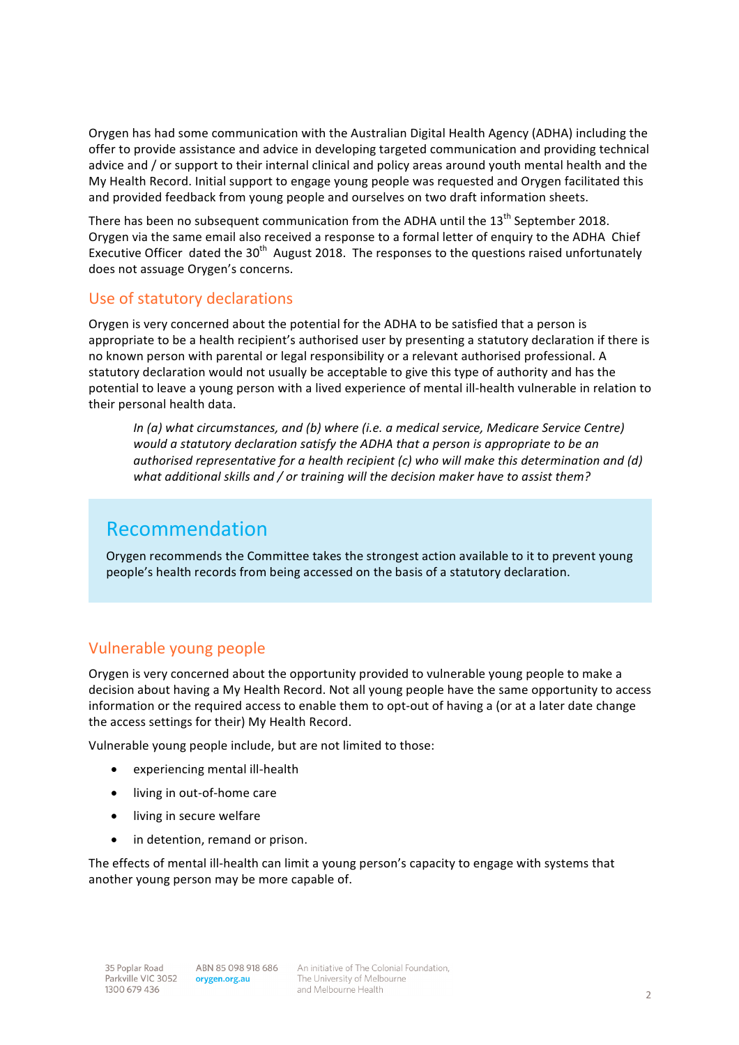Orygen has had some communication with the Australian Digital Health Agency (ADHA) including the offer to provide assistance and advice in developing targeted communication and providing technical advice and / or support to their internal clinical and policy areas around youth mental health and the My Health Record. Initial support to engage young people was requested and Orygen facilitated this and provided feedback from young people and ourselves on two draft information sheets.

There has been no subsequent communication from the ADHA until the 13th September 2018. Orygen via the same email also received a response to a formal letter of enquiry to the ADHA Chief Executive Officer dated the 30th August 2018. The responses to the questions raised unfortunately does not assuage Orygen's concerns.

## Use of statutory declarations

Orygen is very concerned about the potential for the ADHA to be satisfied that a person is appropriate to be a health recipient's authorised user by presenting a statutory declaration if there is no known person with parental or legal responsibility or a relevant authorised professional. A statutory declaration would not usually be acceptable to give this type of authority and has the potential to leave a young person with a lived experience of mental ill-health vulnerable in relation to their personal health data.

> *In (a) what circumstances, and (b) where (i.e. a medical service, Medicare Service Centre) would a statutory declaration satisfy the ADHA that a person is appropriate to be an authorised representative for a health recipient (c) who will make this determination and (d) what additional skills and / or training will the decision maker have to assist them?*

## Recommendation

Orygen recommends the Committee takes the strongest action available to it to prevent young people's health records from being accessed on the basis of a statutory declaration.

## Vulnerable young people

Orygen is very concerned about the opportunity provided to vulnerable young people to make a decision about having a My Health Record. Not all young people have the same opportunity to access information or the required access to enable them to opt-out of having a (or at a later date change the access settings for their) My Health Record.

Vulnerable young people include, but are not limited to those:

- experiencing mental ill-health
- living in out-of-home care
- living in secure welfare
- in detention, remand or prison.

The effects of mental ill-health can limit a young person's capacity to engage with systems that another young person may be more capable of.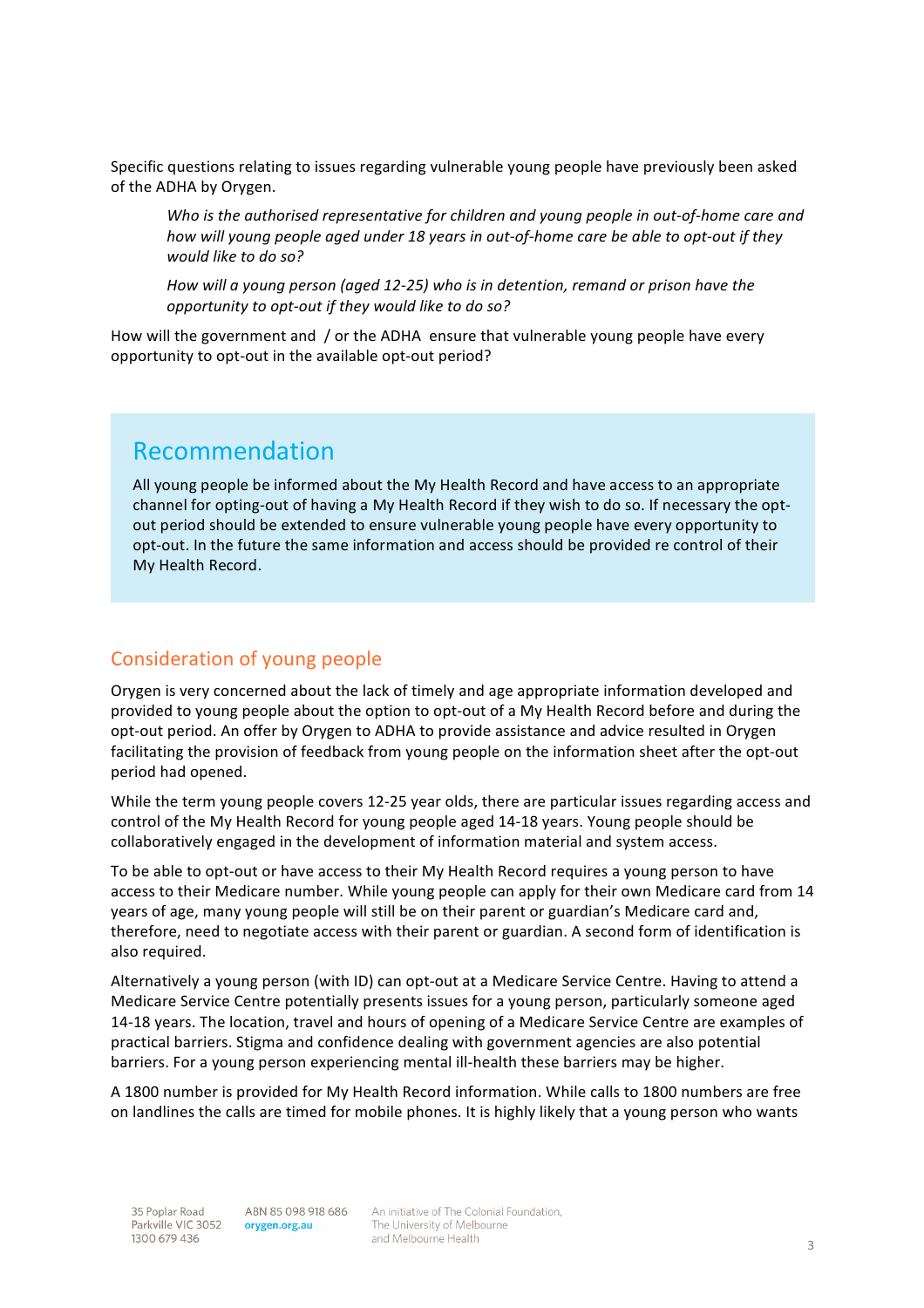Specific questions relating to issues regarding vulnerable young people have previously been asked of the ADHA by Orygen.

> *Who is the authorised representative for children and young people in out-of-home care and how will young people aged under 18 years in out-of-home care be able to opt-out if they would like to do so?*
>
> *How will a young person (aged 12-25) who is in detention, remand or prison have the opportunity to opt-out if they would like to do so?*

How will the government and / or the ADHA ensure that vulnerable young people have every opportunity to opt-out in the available opt-out period?

## Recommendation

All young people be informed about the My Health Record and have access to an appropriate channel for opting-out of having a My Health Record if they wish to do so. If necessary the opt-out period should be extended to ensure vulnerable young people have every opportunity to opt-out. In the future the same information and access should be provided re control of their My Health Record.

## Consideration of young people

Orygen is very concerned about the lack of timely and age appropriate information developed and provided to young people about the option to opt-out of a My Health Record before and during the opt-out period. An offer by Orygen to ADHA to provide assistance and advice resulted in Orygen facilitating the provision of feedback from young people on the information sheet after the opt-out period had opened.

While the term young people covers 12-25 year olds, there are particular issues regarding access and control of the My Health Record for young people aged 14-18 years. Young people should be collaboratively engaged in the development of information material and system access.

To be able to opt-out or have access to their My Health Record requires a young person to have access to their Medicare number. While young people can apply for their own Medicare card from 14 years of age, many young people will still be on their parent or guardian's Medicare card and, therefore, need to negotiate access with their parent or guardian. A second form of identification is also required.

Alternatively a young person (with ID) can opt-out at a Medicare Service Centre. Having to attend a Medicare Service Centre potentially presents issues for a young person, particularly someone aged 14-18 years. The location, travel and hours of opening of a Medicare Service Centre are examples of practical barriers. Stigma and confidence dealing with government agencies are also potential barriers. For a young person experiencing mental ill-health these barriers may be higher.

A 1800 number is provided for My Health Record information. While calls to 1800 numbers are free on landlines the calls are timed for mobile phones. It is highly likely that a young person who wants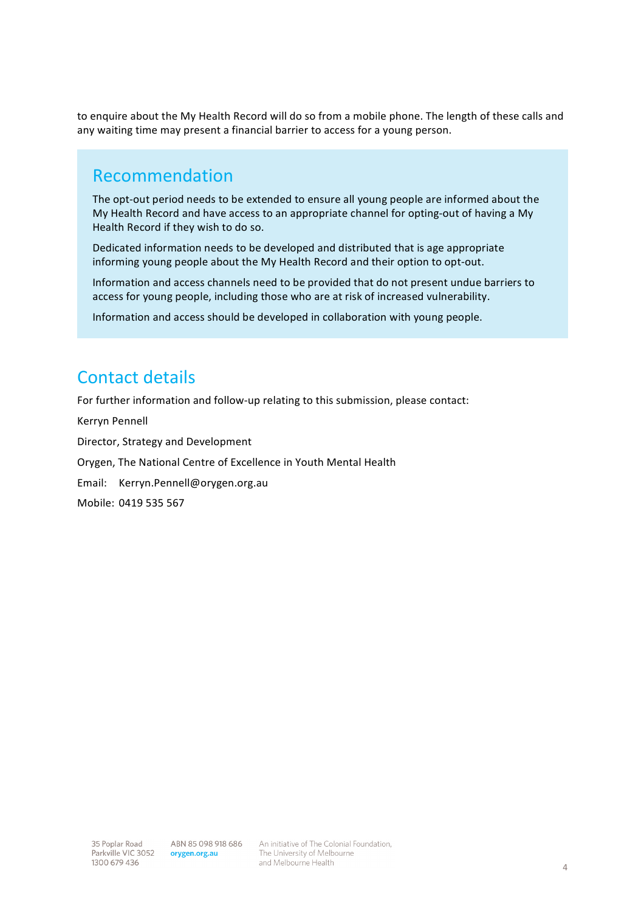to enquire about the My Health Record will do so from a mobile phone. The length of these calls and any waiting time may present a financial barrier to access for a young person.

## Recommendation

The opt-out period needs to be extended to ensure all young people are informed about the My Health Record and have access to an appropriate channel for opting-out of having a My Health Record if they wish to do so.

Dedicated information needs to be developed and distributed that is age appropriate informing young people about the My Health Record and their option to opt-out.

Information and access channels need to be provided that do not present undue barriers to access for young people, including those who are at risk of increased vulnerability.

Information and access should be developed in collaboration with young people.

## Contact details

For further information and follow-up relating to this submission, please contact:

Kerryn Pennell

Director, Strategy and Development

Orygen, The National Centre of Excellence in Youth Mental Health

Email: Kerryn.Pennell@orygen.org.au

Mobile: 0419 535 567